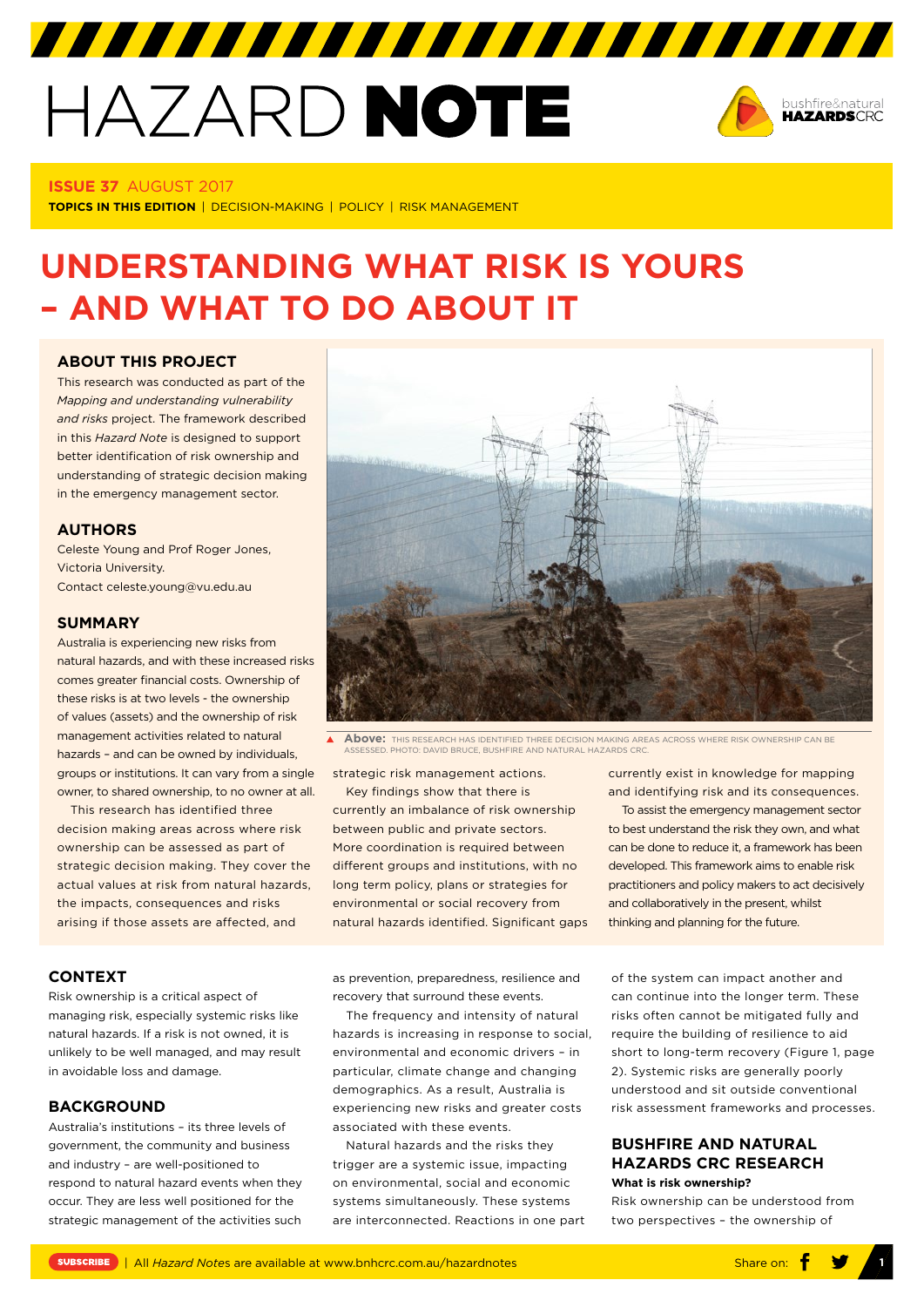# HAZARD NOTE

**ISSUE 37** AUGUST 2017

**TOPICS IN THIS EDITION** | DECISION-MAKING | POLICY | RISK MANAGEMENT

# UNDERSTANDING WHAT RISK IS YOURS – AND WHAT TO DO ABOUT IT

## ABOUT THIS PROJECT

This research was conducted as part of the *Mapping and understanding vulnerability and risks* project. The framework described in this *Hazard Note* is designed to support better identification of risk ownership and understanding of strategic decision making in the emergency management sector.

## AUTHORS

Celeste Young and Prof Roger Jones, Victoria University. Contact celeste.young@vu.edu.au

## SUMMARY

Australia is experiencing new risks from natural hazards, and with these increased risks comes greater financial costs. Ownership of these risks is at two levels - the ownership of values (assets) and the ownership of risk management activities related to natural hazards – and can be owned by individuals, groups or institutions. It can vary from a single owner, to shared ownership, to no owner at all.

This research has identified three decision making areas across where risk ownership can be assessed as part of strategic decision making. They cover the actual values at risk from natural hazards, the impacts, consequences and risks arising if those assets are affected, and strategic risk management actions.

Key findings show that there is currently an imbalance of risk ownership between public and private sectors. More coordination is required between different groups and institutions, with no long term policy, plans or strategies for environmental or social recovery from natural hazards identified. Significant gaps currently exist in knowledge for mapping and identifying risk and its consequences.

To assist the emergency management sector to best understand the risk they own, and what can be done to reduce it, a framework has been developed. This framework aims to enable risk practitioners and policy makers to act decisively and collaboratively in the present, whilst thinking and planning for the future.

**Above:** THIS RESEARCH HAS IDENTIFIED THREE DECISION MAKING AREAS ACROSS WHERE RISK OWNERSHIP CAN BE ASSESSED. PHOTO: DAVID BRUCE, BUSHFIRE AND NATURAL HAZARDS CRC.

## CONTEXT

Risk ownership is a critical aspect of managing risk, especially systemic risks like natural hazards. If a risk is not owned, it is unlikely to be well managed, and may result in avoidable loss and damage.

## BACKGROUND

Australia's institutions – its three levels of government, the community and business and industry – are well-positioned to respond to natural hazard events when they occur. They are less well positioned for the strategic management of the activities such as prevention, preparedness, resilience and recovery that surround these events.

The frequency and intensity of natural hazards is increasing in response to social, environmental and economic drivers – in particular, climate change and changing demographics. As a result, Australia is experiencing new risks and greater costs associated with these events.

Natural hazards and the risks they trigger are a systemic issue, impacting on environmental, social and economic systems simultaneously. These systems are interconnected. Reactions in one part of the system can impact another and can continue into the longer term. These risks often cannot be mitigated fully and require the building of resilience to aid short to long-term recovery (Figure 1, page 2). Systemic risks are generally poorly understood and sit outside conventional risk assessment frameworks and processes.

## BUSHFIRE AND NATURAL HAZARDS CRC RESEARCH

**What is risk ownership?**

Risk ownership can be understood from two perspectives – the ownership of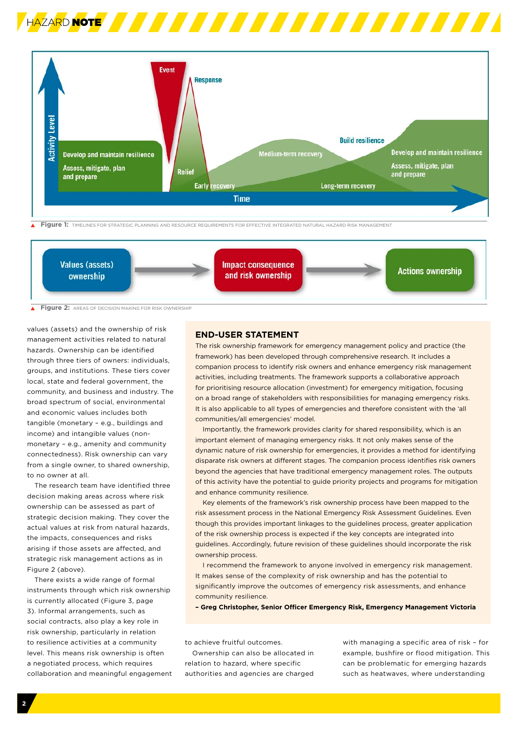Figure 1: TIMELINES FOR STRATEGIC PLANNING AND RESOURCE REQUIREMENTS FOR EFFECTIVE INTEGRATED NATURAL HAZARD RISK MANAGEMENT

Figure 2: AREAS OF DECISION MAKING FOR RISK OWNERSHIP

values (assets) and the ownership of risk management activities related to natural hazards. Ownership can be identified through three tiers of owners: individuals, groups, and institutions. These tiers cover local, state and federal government, the community, and business and industry. The broad spectrum of social, environmental and economic values includes both tangible (monetary – e.g., buildings and income) and intangible values (non-monetary – e.g., amenity and community connectedness). Risk ownership can vary from a single owner, to shared ownership, to no owner at all.

The research team have identified three decision making areas across which risk ownership can be assessed as part of strategic decision making. They cover the actual values at risk from natural hazards, the impacts, consequences and risks arising if those assets are affected, and strategic risk management actions as in Figure 2 (above).

There exists a wide range of formal instruments through which risk ownership is currently allocated (Figure 3, page 3). Informal arrangements, such as social contracts, also play a key role in risk ownership, particularly in relation to resilience activities at a community level. This means risk ownership is often a negotiated process, which requires collaboration and meaningful engagement to achieve fruitful outcomes.

Ownership can also be allocated in relation to hazard, where specific authorities and agencies are charged with managing a specific area of risk – for example, bushfire or flood mitigation. This can be problematic for emerging hazards such as heatwaves, where understanding

## END-USER STATEMENT

The risk ownership framework for emergency management policy and practice (the framework) has been developed through comprehensive research. It includes a companion process to identify risk owners and enhance emergency risk management activities, including treatments. The framework supports a collaborative approach for prioritising resource allocation (investment) for emergency mitigation, focusing on a broad range of stakeholders with responsibilities for managing emergency risks. It is also applicable to all types of emergencies and therefore consistent with the 'all communities/all emergencies' model.

Importantly, the framework provides clarity for shared responsibility, which is an important element of managing emergency risks. It not only makes sense of the dynamic nature of risk ownership for emergencies, it provides a method for identifying disparate risk owners at different stages. The companion process identifies risk owners beyond the agencies that have traditional emergency management roles. The outputs of this activity have the potential to guide priority projects and programs for mitigation and enhance community resilience.

Key elements of the framework's risk ownership process have been mapped to the risk assessment process in the National Emergency Risk Assessment Guidelines. Even though this provides important linkages to the guidelines process, greater application of the risk ownership process is expected if the key concepts are integrated into guidelines. Accordingly, future revision of these guidelines should incorporate the risk ownership process.

I recommend the framework to anyone involved in emergency risk management. It makes sense of the complexity of risk ownership and has the potential to significantly improve the outcomes of emergency risk assessments, and enhance community resilience.

**– Greg Christopher, Senior Officer Emergency Risk, Emergency Management Victoria**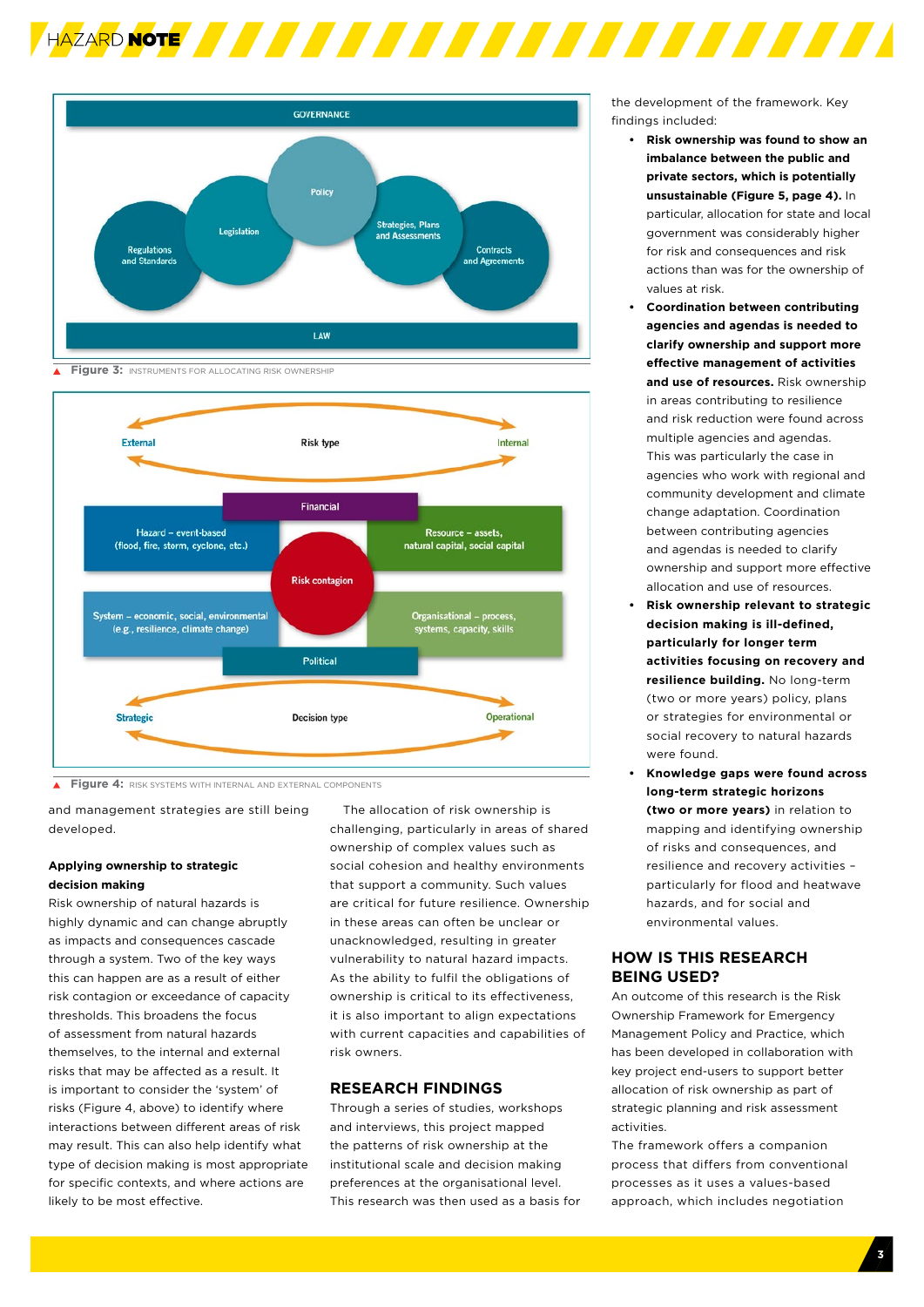GOVERNANCE

Regulations and Standards | Legislation | Policy | Strategies, Plans and Assessments | Contracts and Agreements

LAW

**Figure 3:** INSTRUMENTS FOR ALLOCATING RISK OWNERSHIP

External — Risk type — Internal

Financial

Hazard – event-based (flood, fire, storm, cyclone, etc.)

Resource – assets, natural capital, social capital

Risk contagion

System – economic, social, environmental (e.g., resilience, climate change)

Organisational – process, systems, capacity, skills

Political

Strategic — Decision type — Operational

**Figure 4:** RISK SYSTEMS WITH INTERNAL AND EXTERNAL COMPONENTS

and management strategies are still being developed.

**Applying ownership to strategic decision making**

Risk ownership of natural hazards is highly dynamic and can change abruptly as impacts and consequences cascade through a system. Two of the key ways this can happen are as a result of either risk contagion or exceedance of capacity thresholds. This broadens the focus of assessment from natural hazards themselves, to the internal and external risks that may be affected as a result. It is important to consider the 'system' of risks (Figure 4, above) to identify where interactions between different areas of risk may result. This can also help identify what type of decision making is most appropriate for specific contexts, and where actions are likely to be most effective.

The allocation of risk ownership is challenging, particularly in areas of shared ownership of complex values such as social cohesion and healthy environments that support a community. Such values are critical for future resilience. Ownership in these areas can often be unclear or unacknowledged, resulting in greater vulnerability to natural hazard impacts. As the ability to fulfil the obligations of ownership is critical to its effectiveness, it is also important to align expectations with current capacities and capabilities of risk owners.

## RESEARCH FINDINGS

Through a series of studies, workshops and interviews, this project mapped the patterns of risk ownership at the institutional scale and decision making preferences at the organisational level. This research was then used as a basis for the development of the framework. Key findings included:

- **Risk ownership was found to show an imbalance between the public and private sectors, which is potentially unsustainable (Figure 5, page 4).** In particular, allocation for state and local government was considerably higher for risk and consequences and risk actions than was for the ownership of values at risk.
- **Coordination between contributing agencies and agendas is needed to clarify ownership and support more effective management of activities and use of resources.** Risk ownership in areas contributing to resilience and risk reduction were found across multiple agencies and agendas. This was particularly the case in agencies who work with regional and community development and climate change adaptation. Coordination between contributing agencies and agendas is needed to clarify ownership and support more effective allocation and use of resources.
- **Risk ownership relevant to strategic decision making is ill-defined, particularly for longer term activities focusing on recovery and resilience building.** No long-term (two or more years) policy, plans or strategies for environmental or social recovery to natural hazards were found.
- **Knowledge gaps were found across long-term strategic horizons (two or more years)** in relation to mapping and identifying ownership of risks and consequences, and resilience and recovery activities – particularly for flood and heatwave hazards, and for social and environmental values.

## HOW IS THIS RESEARCH BEING USED?

An outcome of this research is the Risk Ownership Framework for Emergency Management Policy and Practice, which has been developed in collaboration with key project end-users to support better allocation of risk ownership as part of strategic planning and risk assessment activities.

The framework offers a companion process that differs from conventional processes as it uses a values-based approach, which includes negotiation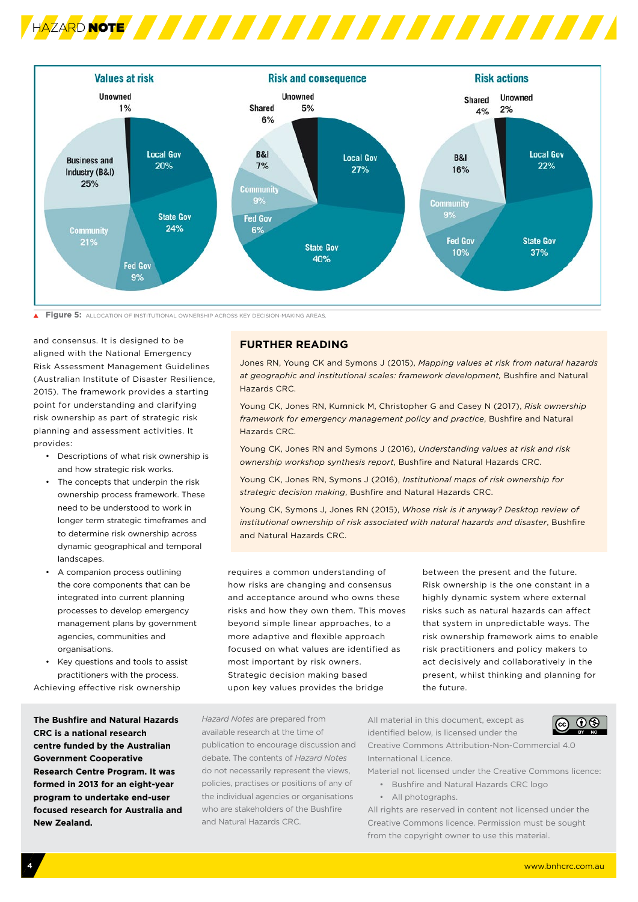Values at risk

Unowned 1%
Local Gov 20%
State Gov 24%
Fed Gov 9%
Community 21%
Business and Industry (B&I) 25%

Risk and consequence

Unowned 5%
Shared 6%
B&I 7%
Community 9%
Fed Gov 6%
State Gov 40%
Local Gov 27%

Risk actions

Shared 4%
Unowned 2%
B&I 16%
Community 9%
Fed Gov 10%
State Gov 37%
Local Gov 22%

**Figure 5:** ALLOCATION OF INSTITUTIONAL OWNERSHIP ACROSS KEY DECISION-MAKING AREAS.

and consensus. It is designed to be aligned with the National Emergency Risk Assessment Management Guidelines (Australian Institute of Disaster Resilience, 2015). The framework provides a starting point for understanding and clarifying risk ownership as part of strategic risk planning and assessment activities. It provides:

- Descriptions of what risk ownership is and how strategic risk works.
- The concepts that underpin the risk ownership process framework. These need to be understood to work in longer term strategic timeframes and to determine risk ownership across dynamic geographical and temporal landscapes.
- A companion process outlining the core components that can be integrated into current planning processes to develop emergency management plans by government agencies, communities and organisations.
- Key questions and tools to assist practitioners with the process.

Achieving effective risk ownership requires a common understanding of how risks are changing and consensus and acceptance around who owns these risks and how they own them. This moves beyond simple linear approaches, to a more adaptive and flexible approach focused on what values are identified as most important by risk owners. Strategic decision making based upon key values provides the bridge between the present and the future. Risk ownership is the one constant in a highly dynamic system where external risks such as natural hazards can affect that system in unpredictable ways. The risk ownership framework aims to enable risk practitioners and policy makers to act decisively and collaboratively in the present, whilst thinking and planning for the future.

## FURTHER READING

Jones RN, Young CK and Symons J (2015), *Mapping values at risk from natural hazards at geographic and institutional scales: framework development,* Bushfire and Natural Hazards CRC.

Young CK, Jones RN, Kumnick M, Christopher G and Casey N (2017), *Risk ownership framework for emergency management policy and practice*, Bushfire and Natural Hazards CRC.

Young CK, Jones RN and Symons J (2016), *Understanding values at risk and risk ownership workshop synthesis report*, Bushfire and Natural Hazards CRC.

Young CK, Jones RN, Symons J (2016), *Institutional maps of risk ownership for strategic decision making*, Bushfire and Natural Hazards CRC.

Young CK, Symons J, Jones RN (2015), *Whose risk is it anyway? Desktop review of institutional ownership of risk associated with natural hazards and disaster*, Bushfire and Natural Hazards CRC.

**The Bushfire and Natural Hazards CRC is a national research centre funded by the Australian Government Cooperative Research Centre Program. It was formed in 2013 for an eight-year program to undertake end-user focused research for Australia and New Zealand.**

*Hazard Notes* are prepared from available research at the time of publication to encourage discussion and debate. The contents of *Hazard Notes* do not necessarily represent the views, policies, practises or positions of any of the individual agencies or organisations who are stakeholders of the Bushfire and Natural Hazards CRC.

All material in this document, except as identified below, is licensed under the Creative Commons Attribution-Non-Commercial 4.0 International Licence.

Material not licensed under the Creative Commons licence:

- Bushfire and Natural Hazards CRC logo
- All photographs.

All rights are reserved in content not licensed under the Creative Commons licence. Permission must be sought from the copyright owner to use this material.